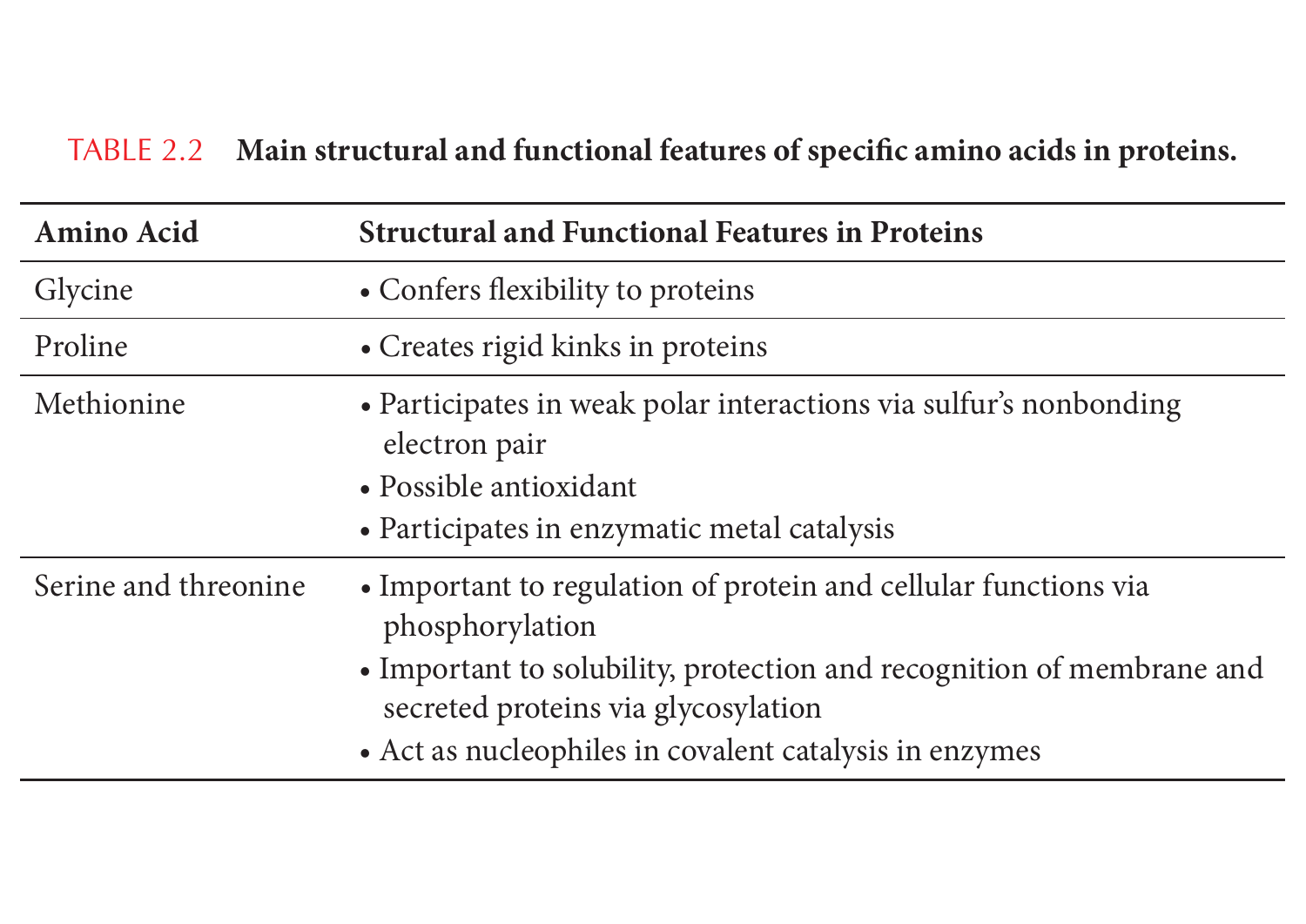TABLE 2.2 **Main structural and functional features of specific amino acids in proteins.**

| Amino Acid | Structural and Functional Features in Proteins |
|---|---|
| Glycine | • Confers flexibility to proteins |
| Proline | • Creates rigid kinks in proteins |
| Methionine | • Participates in weak polar interactions via sulfur's nonbonding electron pair<br>• Possible antioxidant<br>• Participates in enzymatic metal catalysis |
| Serine and threonine | • Important to regulation of protein and cellular functions via phosphorylation<br>• Important to solubility, protection and recognition of membrane and secreted proteins via glycosylation<br>• Act as nucleophiles in covalent catalysis in enzymes |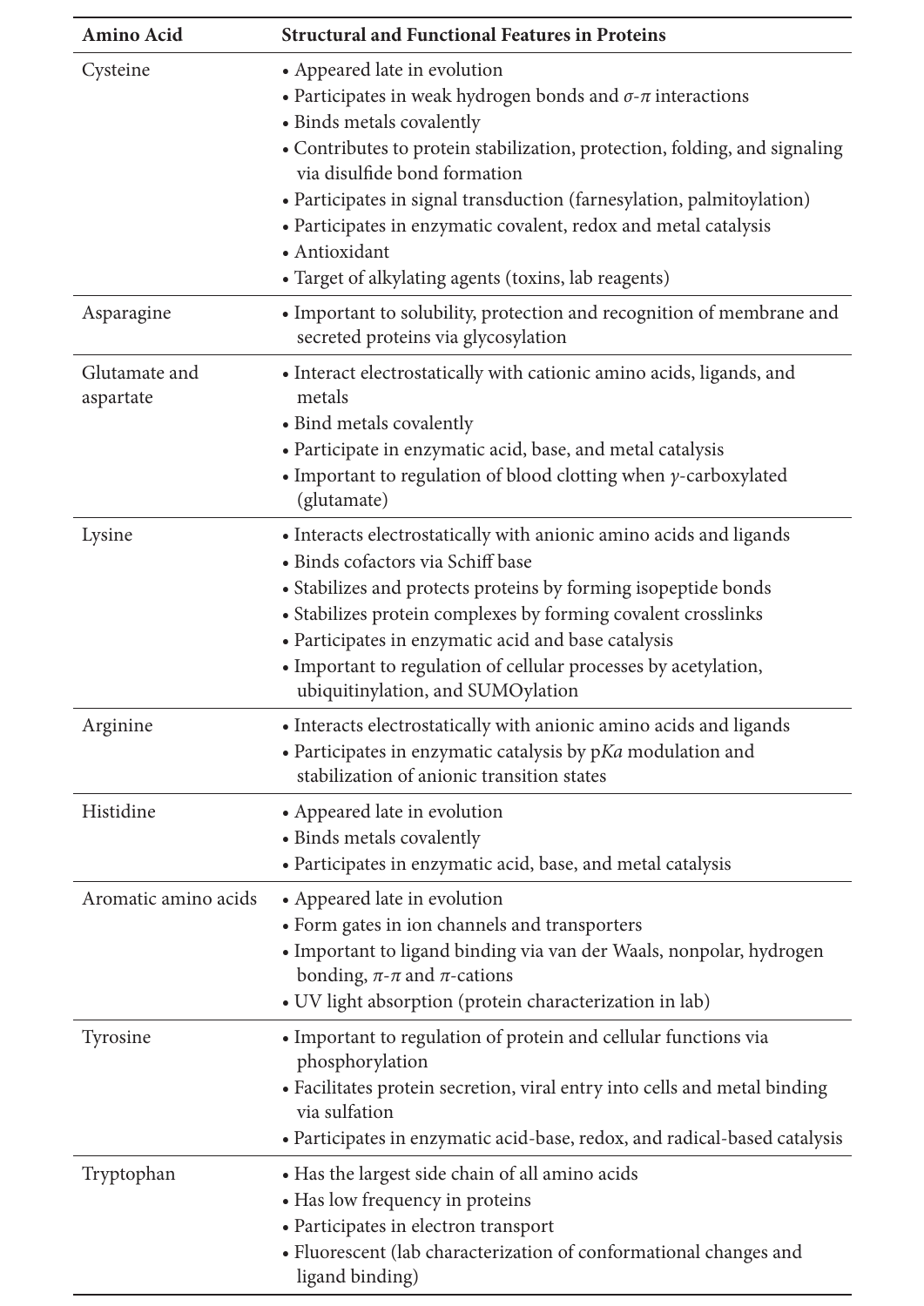| Amino Acid | Structural and Functional Features in Proteins |
|---|---|
| Cysteine | • Appeared late in evolution<br>• Participates in weak hydrogen bonds and $\sigma$-$\pi$ interactions<br>• Binds metals covalently<br>• Contributes to protein stabilization, protection, folding, and signaling via disulfide bond formation<br>• Participates in signal transduction (farnesylation, palmitoylation)<br>• Participates in enzymatic covalent, redox and metal catalysis<br>• Antioxidant<br>• Target of alkylating agents (toxins, lab reagents) |
| Asparagine | • Important to solubility, protection and recognition of membrane and secreted proteins via glycosylation |
| Glutamate and aspartate | • Interact electrostatically with cationic amino acids, ligands, and metals<br>• Bind metals covalently<br>• Participate in enzymatic acid, base, and metal catalysis<br>• Important to regulation of blood clotting when $\gamma$-carboxylated (glutamate) |
| Lysine | • Interacts electrostatically with anionic amino acids and ligands<br>• Binds cofactors via Schiff base<br>• Stabilizes and protects proteins by forming isopeptide bonds<br>• Stabilizes protein complexes by forming covalent crosslinks<br>• Participates in enzymatic acid and base catalysis<br>• Important to regulation of cellular processes by acetylation, ubiquitinylation, and SUMOylation |
| Arginine | • Interacts electrostatically with anionic amino acids and ligands<br>• Participates in enzymatic catalysis by p*Ka* modulation and stabilization of anionic transition states |
| Histidine | • Appeared late in evolution<br>• Binds metals covalently<br>• Participates in enzymatic acid, base, and metal catalysis |
| Aromatic amino acids | • Appeared late in evolution<br>• Form gates in ion channels and transporters<br>• Important to ligand binding via van der Waals, nonpolar, hydrogen bonding, $\pi$-$\pi$ and $\pi$-cations<br>• UV light absorption (protein characterization in lab) |
| Tyrosine | • Important to regulation of protein and cellular functions via phosphorylation<br>• Facilitates protein secretion, viral entry into cells and metal binding via sulfation<br>• Participates in enzymatic acid-base, redox, and radical-based catalysis |
| Tryptophan | • Has the largest side chain of all amino acids<br>• Has low frequency in proteins<br>• Participates in electron transport<br>• Fluorescent (lab characterization of conformational changes and ligand binding) |